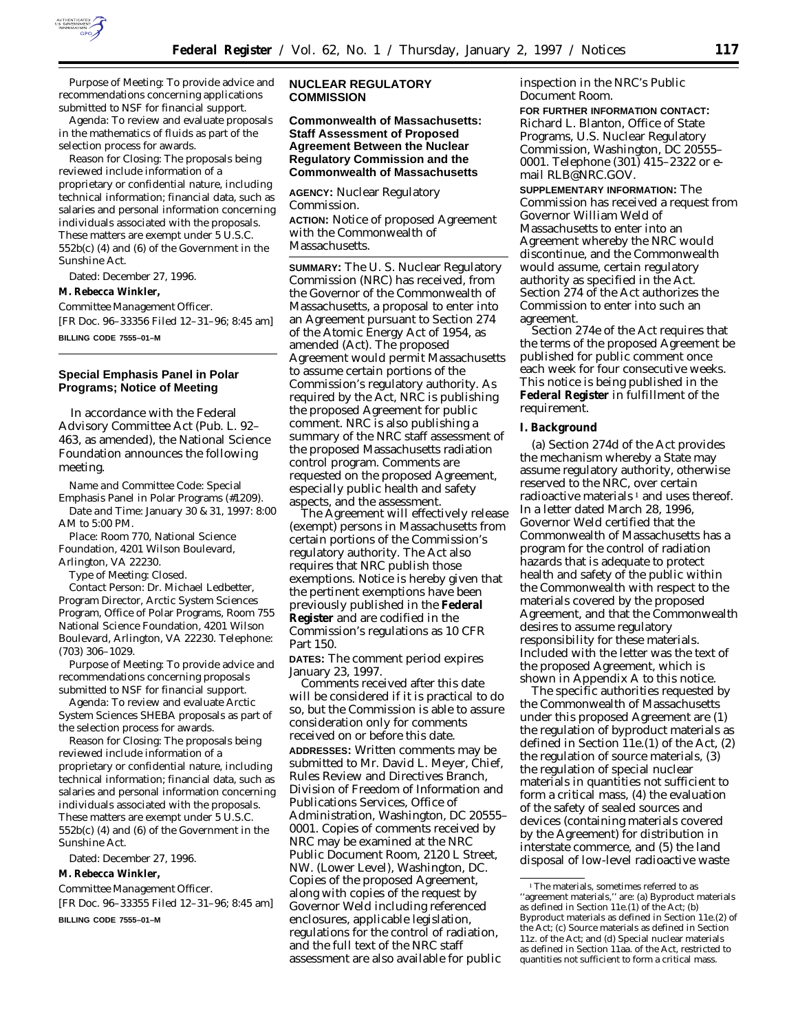Purpose of Meeting: To provide advice and recommendations concerning applications submitted to NSF for financial support.

Agenda: To review and evaluate proposals in the mathematics of fluids as part of the selection process for awards.

Reason for Closing: The proposals being reviewed include information of a proprietary or confidential nature, including technical information; financial data, such as salaries and personal information concerning individuals associated with the proposals. These matters are exempt under 5 U.S.C. 552b(c) (4) and (6) of the Government in the Sunshine Act.

Dated: December 27, 1996.

**M. Rebecca Winkler,**

*Committee Management Officer.*

[FR Doc. 96–33356 Filed 12–31–96; 8:45 am]

**BILLING CODE 7555–01–M**

---

## Special Emphasis Panel in Polar Programs; Notice of Meeting

In accordance with the Federal Advisory Committee Act (Pub. L. 92–463, as amended), the National Science Foundation announces the following meeting.

*Name and Committee Code:* Special Emphasis Panel in Polar Programs (#1209).

*Date and Time:* January 30 & 31, 1997: 8:00 AM to 5:00 PM.

*Place:* Room 770, National Science Foundation, 4201 Wilson Boulevard, Arlington, VA 22230.

*Type of Meeting:* Closed.

*Contact Person:* Dr. Michael Ledbetter, Program Director, Arctic System Sciences Program, Office of Polar Programs, Room 755 National Science Foundation, 4201 Wilson Boulevard, Arlington, VA 22230. Telephone: (703) 306–1029.

*Purpose of Meeting:* To provide advice and recommendations concerning proposals submitted to NSF for financial support.

*Agenda:* To review and evaluate Arctic System Sciences SHEBA proposals as part of the selection process for awards.

*Reason for Closing:* The proposals being reviewed include information of a proprietary or confidential nature, including technical information; financial data, such as salaries and personal information concerning individuals associated with the proposals. These matters are exempt under 5 U.S.C. 552b(c) (4) and (6) of the Government in the Sunshine Act.

Dated: December 27, 1996.

**M. Rebecca Winkler,**

*Committee Management Officer.*

[FR Doc. 96–33355 Filed 12–31–96; 8:45 am]

**BILLING CODE 7555–01–M**

---

# NUCLEAR REGULATORY COMMISSION

## Commonwealth of Massachusetts: Staff Assessment of Proposed Agreement Between the Nuclear Regulatory Commission and the Commonwealth of Massachusetts

**AGENCY:** Nuclear Regulatory Commission.

**ACTION:** Notice of proposed Agreement with the Commonwealth of Massachusetts.

**SUMMARY:** The U. S. Nuclear Regulatory Commission (NRC) has received, from the Governor of the Commonwealth of Massachusetts, a proposal to enter into an Agreement pursuant to Section 274 of the Atomic Energy Act of 1954, as amended (Act). The proposed Agreement would permit Massachusetts to assume certain portions of the Commission's regulatory authority. As required by the Act, NRC is publishing the proposed Agreement for public comment. NRC is also publishing a summary of the NRC staff assessment of the proposed Massachusetts radiation control program. Comments are requested on the proposed Agreement, especially public health and safety aspects, and the assessment.

The Agreement will effectively release (exempt) persons in Massachusetts from certain portions of the Commission's regulatory authority. The Act also requires that NRC publish those exemptions. Notice is hereby given that the pertinent exemptions have been previously published in the **Federal Register** and are codified in the Commission's regulations as 10 CFR Part 150.

**DATES:** The comment period expires January 23, 1997.

Comments received after this date will be considered if it is practical to do so, but the Commission is able to assure consideration only for comments received on or before this date.

**ADDRESSES:** Written comments may be submitted to Mr. David L. Meyer, Chief, Rules Review and Directives Branch, Division of Freedom of Information and Publications Services, Office of Administration, Washington, DC 20555–0001. Copies of comments received by NRC may be examined at the NRC Public Document Room, 2120 L Street, NW. (Lower Level), Washington, DC. Copies of the proposed Agreement, along with copies of the request by Governor Weld including referenced enclosures, applicable legislation, regulations for the control of radiation, and the full text of the NRC staff assessment are also available for public inspection in the NRC's Public Document Room.

**FOR FURTHER INFORMATION CONTACT:** Richard L. Blanton, Office of State Programs, U.S. Nuclear Regulatory Commission, Washington, DC 20555–0001. Telephone (301) 415–2322 or e-mail RLB@NRC.GOV.

**SUPPLEMENTARY INFORMATION:** The Commission has received a request from Governor William Weld of Massachusetts to enter into an Agreement whereby the NRC would discontinue, and the Commonwealth would assume, certain regulatory authority as specified in the Act. Section 274 of the Act authorizes the Commission to enter into such an agreement.

Section 274e of the Act requires that the terms of the proposed Agreement be published for public comment once each week for four consecutive weeks. This notice is being published in the **Federal Register** in fulfillment of the requirement.

### I. Background

(a) Section 274d of the Act provides the mechanism whereby a State may assume regulatory authority, otherwise reserved to the NRC, over certain radioactive materials [1] and uses thereof. In a letter dated March 28, 1996, Governor Weld certified that the Commonwealth of Massachusetts has a program for the control of radiation hazards that is adequate to protect health and safety of the public within the Commonwealth with respect to the materials covered by the proposed Agreement, and that the Commonwealth desires to assume regulatory responsibility for these materials. Included with the letter was the text of the proposed Agreement, which is shown in Appendix A to this notice.

The specific authorities requested by the Commonwealth of Massachusetts under this proposed Agreement are (1) the regulation of byproduct materials as defined in Section 11e.(1) of the Act, (2) the regulation of source materials, (3) the regulation of special nuclear materials in quantities not sufficient to form a critical mass, (4) the evaluation of the safety of sealed sources and devices (containing materials covered by the Agreement) for distribution in interstate commerce, and (5) the land disposal of low-level radioactive waste

---

[1] The materials, sometimes referred to as ''agreement materials,'' are: (a) Byproduct materials as defined in Section 11e.(1) of the Act; (b) Byproduct materials as defined in Section 11e.(2) of the Act; (c) Source materials as defined in Section 11z. of the Act; and (d) Special nuclear materials as defined in Section 11aa. of the Act, restricted to quantities not sufficient to form a critical mass.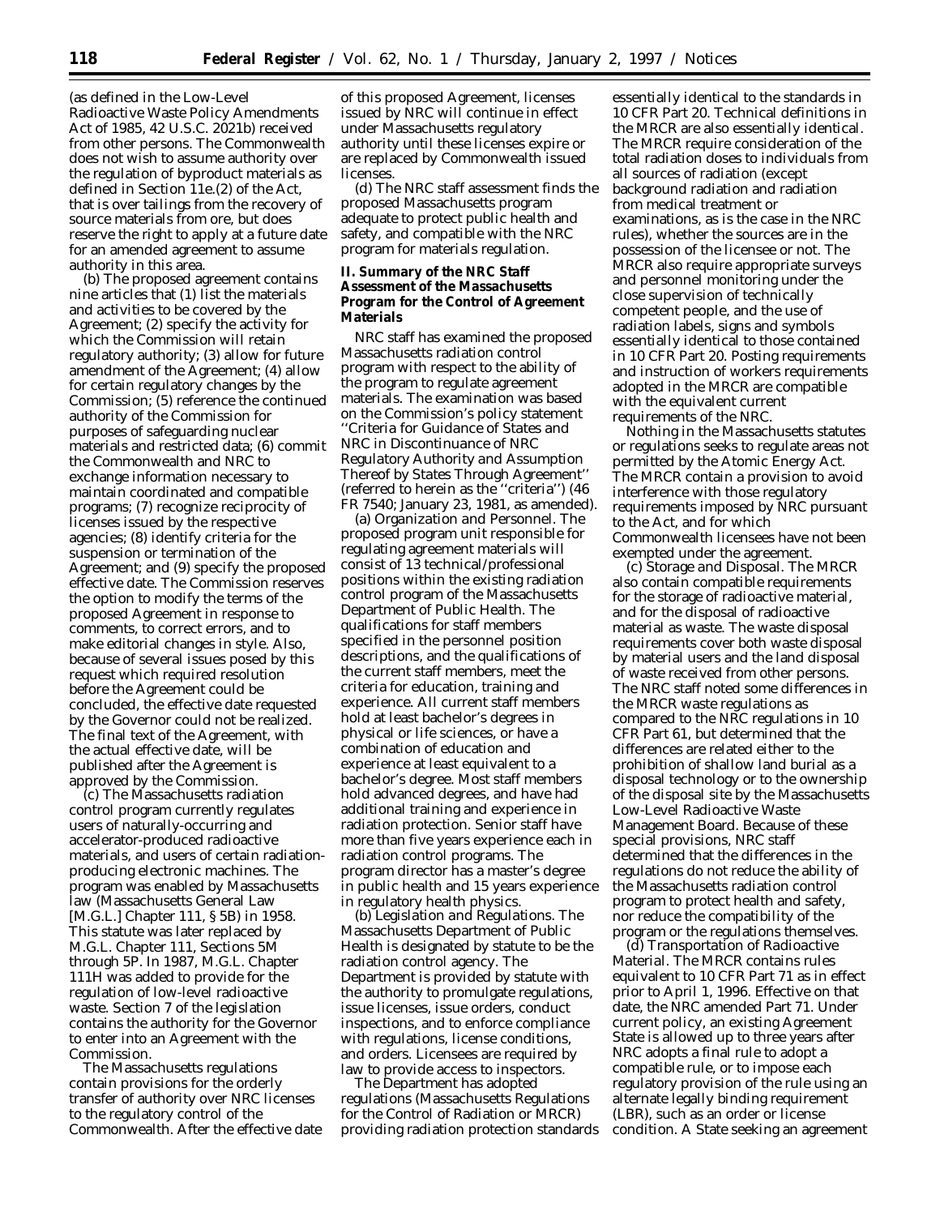(as defined in the Low-Level Radioactive Waste Policy Amendments Act of 1985, 42 U.S.C. 2021b) received from other persons. The Commonwealth does not wish to assume authority over the regulation of byproduct materials as defined in Section 11e.(2) of the Act, that is over tailings from the recovery of source materials from ore, but does reserve the right to apply at a future date for an amended agreement to assume authority in this area.

(b) The proposed agreement contains nine articles that (1) list the materials and activities to be covered by the Agreement; (2) specify the activity for which the Commission will retain regulatory authority; (3) allow for future amendment of the Agreement; (4) allow for certain regulatory changes by the Commission; (5) reference the continued authority of the Commission for purposes of safeguarding nuclear materials and restricted data; (6) commit the Commonwealth and NRC to exchange information necessary to maintain coordinated and compatible programs; (7) recognize reciprocity of licenses issued by the respective agencies; (8) identify criteria for the suspension or termination of the Agreement; and (9) specify the proposed effective date. The Commission reserves the option to modify the terms of the proposed Agreement in response to comments, to correct errors, and to make editorial changes in style. Also, because of several issues posed by this request which required resolution before the Agreement could be concluded, the effective date requested by the Governor could not be realized. The final text of the Agreement, with the actual effective date, will be published after the Agreement is approved by the Commission.

(c) The Massachusetts radiation control program currently regulates users of naturally-occurring and accelerator-produced radioactive materials, and users of certain radiation-producing electronic machines. The program was enabled by Massachusetts law (Massachusetts General Law [M.G.L.] Chapter 111, § 5B) in 1958. This statute was later replaced by M.G.L. Chapter 111, Sections 5M through 5P. In 1987, M.G.L. Chapter 111H was added to provide for the regulation of low-level radioactive waste. Section 7 of the legislation contains the authority for the Governor to enter into an Agreement with the Commission.

The Massachusetts regulations contain provisions for the orderly transfer of authority over NRC licenses to the regulatory control of the Commonwealth. After the effective date of this proposed Agreement, licenses issued by NRC will continue in effect under Massachusetts regulatory authority until these licenses expire or are replaced by Commonwealth issued licenses.

(d) The NRC staff assessment finds the proposed Massachusetts program adequate to protect public health and safety, and compatible with the NRC program for materials regulation.

## II. Summary of the NRC Staff Assessment of the Massachusetts Program for the Control of Agreement Materials

NRC staff has examined the proposed Massachusetts radiation control program with respect to the ability of the program to regulate agreement materials. The examination was based on the Commission's policy statement ''Criteria for Guidance of States and NRC in Discontinuance of NRC Regulatory Authority and Assumption Thereof by States Through Agreement'' (referred to herein as the ''criteria'') (46 FR 7540; January 23, 1981, as amended).

(a) *Organization and Personnel.* The proposed program unit responsible for regulating agreement materials will consist of 13 technical/professional positions within the existing radiation control program of the Massachusetts Department of Public Health. The qualifications for staff members specified in the personnel position descriptions, and the qualifications of the current staff members, meet the criteria for education, training and experience. All current staff members hold at least bachelor's degrees in physical or life sciences, or have a combination of education and experience at least equivalent to a bachelor's degree. Most staff members hold advanced degrees, and have had additional training and experience in radiation protection. Senior staff have more than five years experience each in radiation control programs. The program director has a master's degree in public health and 15 years experience in regulatory health physics.

(b) *Legislation and Regulations.* The Massachusetts Department of Public Health is designated by statute to be the radiation control agency. The Department is provided by statute with the authority to promulgate regulations, issue licenses, issue orders, conduct inspections, and to enforce compliance with regulations, license conditions, and orders. Licensees are required by law to provide access to inspectors.

The Department has adopted regulations (Massachusetts Regulations for the Control of Radiation or MRCR) providing radiation protection standards essentially identical to the standards in 10 CFR Part 20. Technical definitions in the MRCR are also essentially identical. The MRCR require consideration of the total radiation doses to individuals from all sources of radiation (except background radiation and radiation from medical treatment or examinations, as is the case in the NRC rules), whether the sources are in the possession of the licensee or not. The MRCR also require appropriate surveys and personnel monitoring under the close supervision of technically competent people, and the use of radiation labels, signs and symbols essentially identical to those contained in 10 CFR Part 20. Posting requirements and instruction of workers requirements adopted in the MRCR are compatible with the equivalent current requirements of the NRC.

Nothing in the Massachusetts statutes or regulations seeks to regulate areas not permitted by the Atomic Energy Act. The MRCR contain a provision to avoid interference with those regulatory requirements imposed by NRC pursuant to the Act, and for which Commonwealth licensees have not been exempted under the agreement.

(c) *Storage and Disposal.* The MRCR also contain compatible requirements for the storage of radioactive material, and for the disposal of radioactive material as waste. The waste disposal requirements cover both waste disposal by material users and the land disposal of waste received from other persons. The NRC staff noted some differences in the MRCR waste regulations as compared to the NRC regulations in 10 CFR Part 61, but determined that the differences are related either to the prohibition of shallow land burial as a disposal technology or to the ownership of the disposal site by the Massachusetts Low-Level Radioactive Waste Management Board. Because of these special provisions, NRC staff determined that the differences in the regulations do not reduce the ability of the Massachusetts radiation control program to protect health and safety, nor reduce the compatibility of the program or the regulations themselves.

(d) *Transportation of Radioactive Material.* The MRCR contains rules equivalent to 10 CFR Part 71 as in effect prior to April 1, 1996. Effective on that date, the NRC amended Part 71. Under current policy, an existing Agreement State is allowed up to three years after NRC adopts a final rule to adopt a compatible rule, or to impose each regulatory provision of the rule using an alternate legally binding requirement (LBR), such as an order or license condition. A State seeking an agreement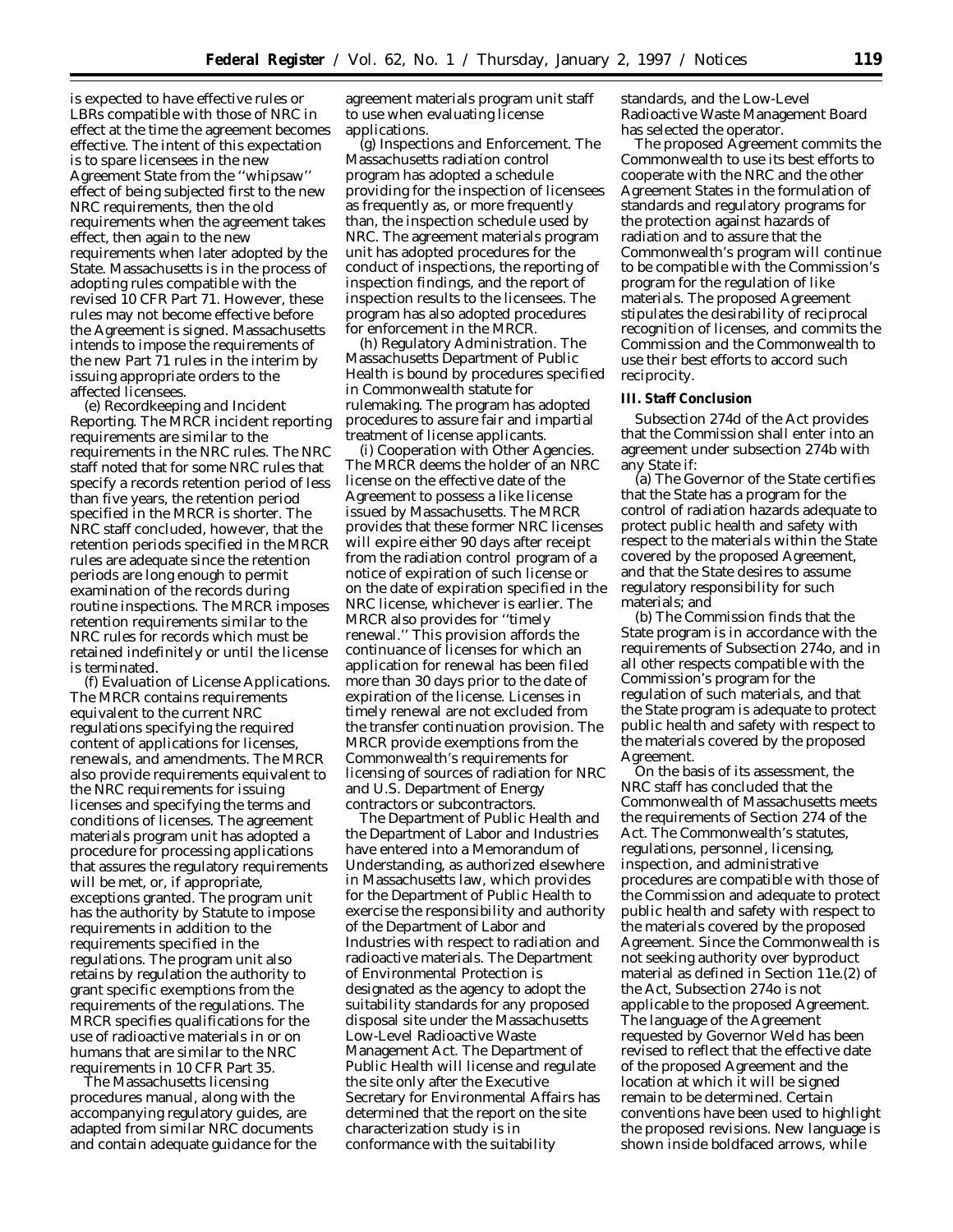is expected to have effective rules or LBRs compatible with those of NRC in effect at the time the agreement becomes effective. The intent of this expectation is to spare licensees in the new Agreement State from the ''whipsaw'' effect of being subjected first to the new NRC requirements, then the old requirements when the agreement takes effect, then again to the new requirements when later adopted by the State. Massachusetts is in the process of adopting rules compatible with the revised 10 CFR Part 71. However, these rules may not become effective before the Agreement is signed. Massachusetts intends to impose the requirements of the new Part 71 rules in the interim by issuing appropriate orders to the affected licensees.

(e) *Recordkeeping and Incident Reporting.* The MRCR incident reporting requirements are similar to the requirements in the NRC rules. The NRC staff noted that for some NRC rules that specify a records retention period of less than five years, the retention period specified in the MRCR is shorter. The NRC staff concluded, however, that the retention periods specified in the MRCR rules are adequate since the retention periods are long enough to permit examination of the records during routine inspections. The MRCR imposes retention requirements similar to the NRC rules for records which must be retained indefinitely or until the license is terminated.

(f) *Evaluation of License Applications.* The MRCR contains requirements equivalent to the current NRC regulations specifying the required content of applications for licenses, renewals, and amendments. The MRCR also provide requirements equivalent to the NRC requirements for issuing licenses and specifying the terms and conditions of licenses. The agreement materials program unit has adopted a procedure for processing applications that assures the regulatory requirements will be met, or, if appropriate, exceptions granted. The program unit has the authority by Statute to impose requirements in addition to the requirements specified in the regulations. The program unit also retains by regulation the authority to grant specific exemptions from the requirements of the regulations. The MRCR specifies qualifications for the use of radioactive materials in or on humans that are similar to the NRC requirements in 10 CFR Part 35.

The Massachusetts licensing procedures manual, along with the accompanying regulatory guides, are adapted from similar NRC documents and contain adequate guidance for the agreement materials program unit staff to use when evaluating license applications.

(g) *Inspections and Enforcement.* The Massachusetts radiation control program has adopted a schedule providing for the inspection of licensees as frequently as, or more frequently than, the inspection schedule used by NRC. The agreement materials program unit has adopted procedures for the conduct of inspections, the reporting of inspection findings, and the report of inspection results to the licensees. The program has also adopted procedures for enforcement in the MRCR.

(h) *Regulatory Administration.* The Massachusetts Department of Public Health is bound by procedures specified in Commonwealth statute for rulemaking. The program has adopted procedures to assure fair and impartial treatment of license applicants.

(i) *Cooperation with Other Agencies.* The MRCR deems the holder of an NRC license on the effective date of the Agreement to possess a like license issued by Massachusetts. The MRCR provides that these former NRC licenses will expire either 90 days after receipt from the radiation control program of a notice of expiration of such license or on the date of expiration specified in the NRC license, whichever is earlier. The MRCR also provides for ''timely renewal.'' This provision affords the continuance of licenses for which an application for renewal has been filed more than 30 days prior to the date of expiration of the license. Licenses in timely renewal are not excluded from the transfer continuation provision. The MRCR provide exemptions from the Commonwealth's requirements for licensing of sources of radiation for NRC and U.S. Department of Energy contractors or subcontractors.

The Department of Public Health and the Department of Labor and Industries have entered into a Memorandum of Understanding, as authorized elsewhere in Massachusetts law, which provides for the Department of Public Health to exercise the responsibility and authority of the Department of Labor and Industries with respect to radiation and radioactive materials. The Department of Environmental Protection is designated as the agency to adopt the suitability standards for any proposed disposal site under the Massachusetts Low-Level Radioactive Waste Management Act. The Department of Public Health will license and regulate the site only after the Executive Secretary for Environmental Affairs has determined that the report on the site characterization study is in conformance with the suitability standards, and the Low-Level Radioactive Waste Management Board has selected the operator.

The proposed Agreement commits the Commonwealth to use its best efforts to cooperate with the NRC and the other Agreement States in the formulation of standards and regulatory programs for the protection against hazards of radiation and to assure that the Commonwealth's program will continue to be compatible with the Commission's program for the regulation of like materials. The proposed Agreement stipulates the desirability of reciprocal recognition of licenses, and commits the Commission and the Commonwealth to use their best efforts to accord such reciprocity.

## III. Staff Conclusion

Subsection 274d of the Act provides that the Commission shall enter into an agreement under subsection 274b with any State if:

(a) The Governor of the State certifies that the State has a program for the control of radiation hazards adequate to protect public health and safety with respect to the materials within the State covered by the proposed Agreement, and that the State desires to assume regulatory responsibility for such materials; and

(b) The Commission finds that the State program is in accordance with the requirements of Subsection 274o, and in all other respects compatible with the Commission's program for the regulation of such materials, and that the State program is adequate to protect public health and safety with respect to the materials covered by the proposed Agreement.

On the basis of its assessment, the NRC staff has concluded that the Commonwealth of Massachusetts meets the requirements of Section 274 of the Act. The Commonwealth's statutes, regulations, personnel, licensing, inspection, and administrative procedures are compatible with those of the Commission and adequate to protect public health and safety with respect to the materials covered by the proposed Agreement. Since the Commonwealth is not seeking authority over byproduct material as defined in Section 11e.(2) of the Act, Subsection 274o is not applicable to the proposed Agreement. The language of the Agreement requested by Governor Weld has been revised to reflect that the effective date of the proposed Agreement and the location at which it will be signed remain to be determined. Certain conventions have been used to highlight the proposed revisions. New language is shown inside boldfaced arrows, while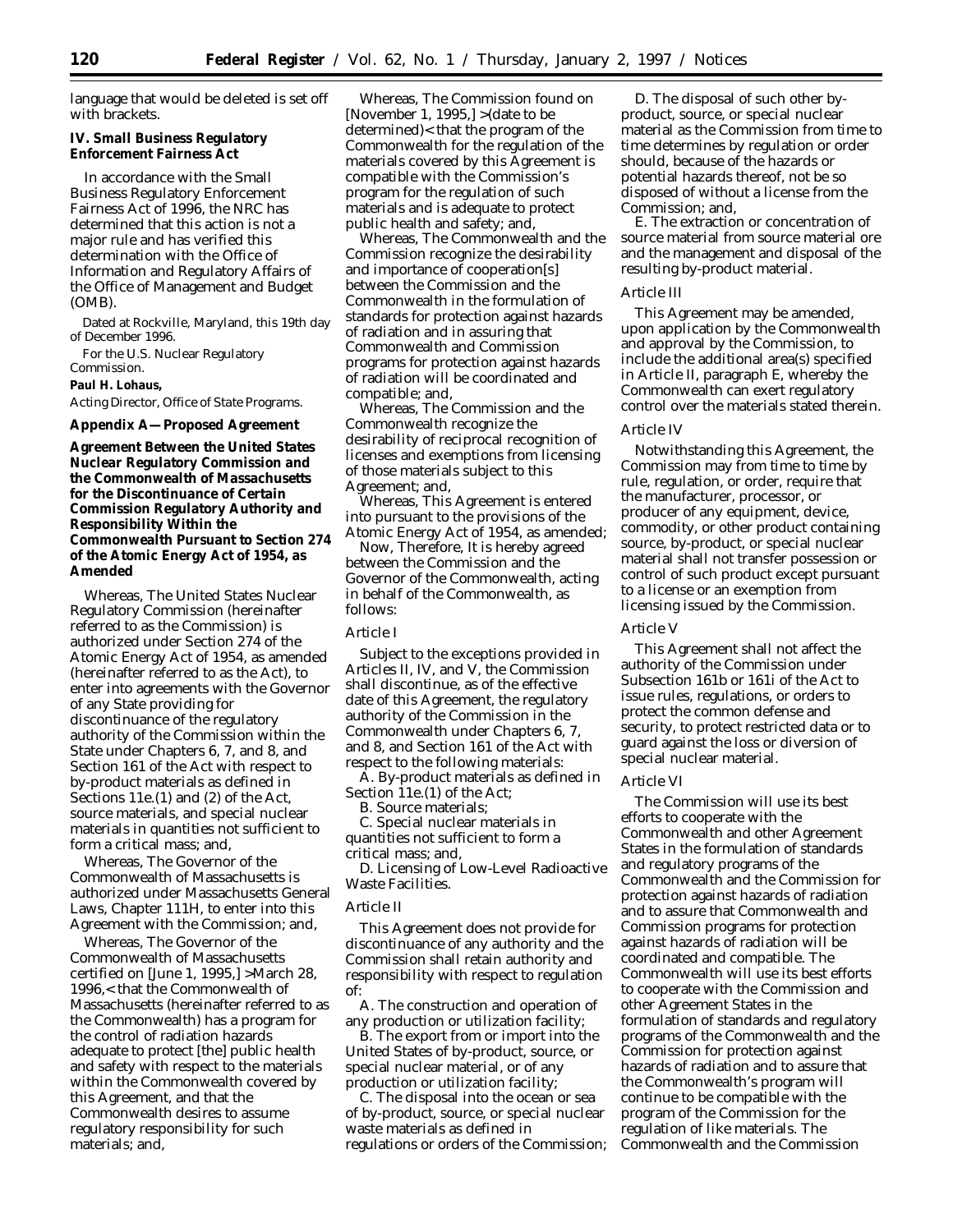language that would be deleted is set off with brackets.

### IV. Small Business Regulatory Enforcement Fairness Act

In accordance with the Small Business Regulatory Enforcement Fairness Act of 1996, the NRC has determined that this action is not a major rule and has verified this determination with the Office of Information and Regulatory Affairs of the Office of Management and Budget (OMB).

Dated at Rockville, Maryland, this 19th day of December 1996.

For the U.S. Nuclear Regulatory Commission.

**Paul H. Lohaus,**

*Acting Director, Office of State Programs.*

### Appendix A—Proposed Agreement

**Agreement Between the United States Nuclear Regulatory Commission and the Commonwealth of Massachusetts for the Discontinuance of Certain Commission Regulatory Authority and Responsibility Within the Commonwealth Pursuant to Section 274 of the Atomic Energy Act of 1954, as Amended**

Whereas, The United States Nuclear Regulatory Commission (hereinafter referred to as the Commission) is authorized under Section 274 of the Atomic Energy Act of 1954, as amended (hereinafter referred to as the Act), to enter into agreements with the Governor of any State providing for discontinuance of the regulatory authority of the Commission within the State under Chapters 6, 7, and 8, and Section 161 of the Act with respect to by-product materials as defined in Sections 11e.(1) and (2) of the Act, source materials, and special nuclear materials in quantities not sufficient to form a critical mass; and,

Whereas, The Governor of the Commonwealth of Massachusetts is authorized under Massachusetts General Laws, Chapter 111H, to enter into this Agreement with the Commission; and,

Whereas, The Governor of the Commonwealth of Massachusetts certified on [June 1, 1995,] >March 28, 1996,< that the Commonwealth of Massachusetts (hereinafter referred to as the Commonwealth) has a program for the control of radiation hazards adequate to protect [the] public health and safety with respect to the materials within the Commonwealth covered by this Agreement, and that the Commonwealth desires to assume regulatory responsibility for such materials; and,

Whereas, The Commission found on [November 1, 1995,] >(date to be determined)< that the program of the Commonwealth for the regulation of the materials covered by this Agreement is compatible with the Commission's program for the regulation of such materials and is adequate to protect public health and safety; and,

Whereas, The Commonwealth and the Commission recognize the desirability and importance of cooperation[s] between the Commission and the Commonwealth in the formulation of standards for protection against hazards of radiation and in assuring that Commonwealth and Commission programs for protection against hazards of radiation will be coordinated and compatible; and,

Whereas, The Commission and the Commonwealth recognize the desirability of reciprocal recognition of licenses and exemptions from licensing of those materials subject to this Agreement; and,

Whereas, This Agreement is entered into pursuant to the provisions of the Atomic Energy Act of 1954, as amended;

Now, Therefore, It is hereby agreed between the Commission and the Governor of the Commonwealth, acting in behalf of the Commonwealth, as follows:

*Article I*

Subject to the exceptions provided in Articles II, IV, and V, the Commission shall discontinue, as of the effective date of this Agreement, the regulatory authority of the Commission in the Commonwealth under Chapters 6, 7, and 8, and Section 161 of the Act with respect to the following materials:

A. By-product materials as defined in Section 11e.(1) of the Act;

B. Source materials;

C. Special nuclear materials in quantities not sufficient to form a critical mass; and,

D. Licensing of Low-Level Radioactive Waste Facilities.

*Article II*

This Agreement does not provide for discontinuance of any authority and the Commission shall retain authority and responsibility with respect to regulation of:

A. The construction and operation of any production or utilization facility;

B. The export from or import into the United States of by-product, source, or special nuclear material, or of any production or utilization facility;

C. The disposal into the ocean or sea of by-product, source, or special nuclear waste materials as defined in regulations or orders of the Commission;

D. The disposal of such other by-product, source, or special nuclear material as the Commission from time to time determines by regulation or order should, because of the hazards or potential hazards thereof, not be so disposed of without a license from the Commission; and,

E. The extraction or concentration of source material from source material ore and the management and disposal of the resulting by-product material.

*Article III*

This Agreement may be amended, upon application by the Commonwealth and approval by the Commission, to include the additional area(s) specified in Article II, paragraph E, whereby the Commonwealth can exert regulatory control over the materials stated therein.

*Article IV*

Notwithstanding this Agreement, the Commission may from time to time by rule, regulation, or order, require that the manufacturer, processor, or producer of any equipment, device, commodity, or other product containing source, by-product, or special nuclear material shall not transfer possession or control of such product except pursuant to a license or an exemption from licensing issued by the Commission.

*Article V*

This Agreement shall not affect the authority of the Commission under Subsection 161b or 161i of the Act to issue rules, regulations, or orders to protect the common defense and security, to protect restricted data or to guard against the loss or diversion of special nuclear material.

*Article VI*

The Commission will use its best efforts to cooperate with the Commonwealth and other Agreement States in the formulation of standards and regulatory programs of the Commonwealth and the Commission for protection against hazards of radiation and to assure that Commonwealth and Commission programs for protection against hazards of radiation will be coordinated and compatible. The Commonwealth will use its best efforts to cooperate with the Commission and other Agreement States in the formulation of standards and regulatory programs of the Commonwealth and the Commission for protection against hazards of radiation and to assure that the Commonwealth's program will continue to be compatible with the program of the Commission for the regulation of like materials. The Commonwealth and the Commission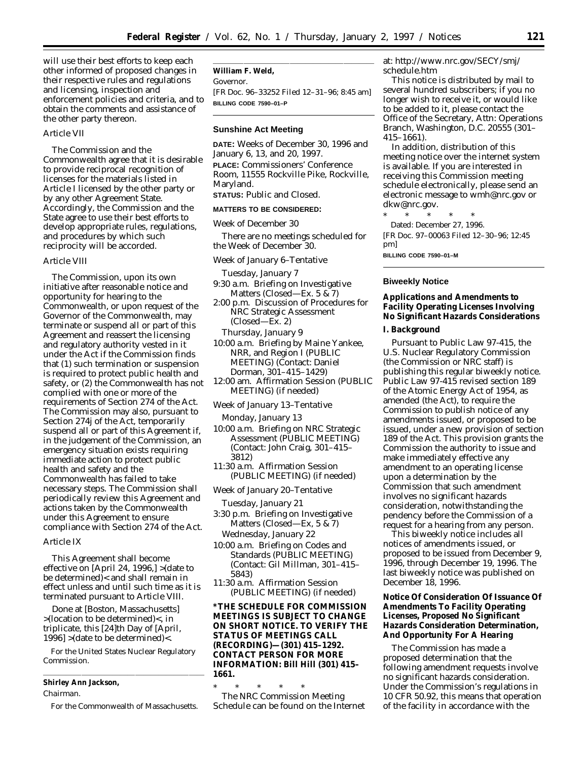will use their best efforts to keep each other informed of proposed changes in their respective rules and regulations and licensing, inspection and enforcement policies and criteria, and to obtain the comments and assistance of the other party thereon.

Article VII

The Commission and the Commonwealth agree that it is desirable to provide reciprocal recognition of licenses for the materials listed in Article I licensed by the other party or by any other Agreement State. Accordingly, the Commission and the State agree to use their best efforts to develop appropriate rules, regulations, and procedures by which such reciprocity will be accorded.

Article VIII

The Commission, upon its own initiative after reasonable notice and opportunity for hearing to the Commonwealth, or upon request of the Governor of the Commonwealth, may terminate or suspend all or part of this Agreement and reassert the licensing and regulatory authority vested in it under the Act if the Commission finds that (1) such termination or suspension is required to protect public health and safety, or (2) the Commonwealth has not complied with one or more of the requirements of Section 274 of the Act. The Commission may also, pursuant to Section 274j of the Act, temporarily suspend all or part of this Agreement if, in the judgement of the Commission, an emergency situation exists requiring immediate action to protect public health and safety and the Commonwealth has failed to take necessary steps. The Commission shall periodically review this Agreement and actions taken by the Commonwealth under this Agreement to ensure compliance with Section 274 of the Act.

Article IX

This Agreement shall become effective on [April 24, 1996,] >(date to be determined)< and shall remain in effect unless and until such time as it is terminated pursuant to Article VIII.

Done at [Boston, Massachusetts] >(location to be determined)<, in triplicate, this [24]th Day of [April, 1996] >(date to be determined)<.

For the United States Nuclear Regulatory Commission.

**Shirley Ann Jackson,**

*Chairman.*

For the Commonwealth of Massachusetts.

**William F. Weld,**

*Governor.*

[FR Doc. 96–33252 Filed 12–31–96; 8:45 am]

**BILLING CODE 7590–01–P**

## Sunshine Act Meeting

**DATE:** Weeks of December 30, 1996 and January 6, 13, and 20, 1997.

**PLACE:** Commissioners' Conference Room, 11555 Rockville Pike, Rockville, Maryland.

**STATUS:** Public and Closed.

**MATTERS TO BE CONSIDERED:**

*Week of December 30*

There are no meetings scheduled for the Week of December 30.

*Week of January 6–Tentative*

Tuesday, January 7

9:30 a.m. Briefing on Investigative Matters (Closed—Ex. 5 & 7)

2:00 p.m. Discussion of Procedures for NRC Strategic Assessment (Closed—Ex. 2)

Thursday, January 9

10:00 a.m. Briefing by Maine Yankee, NRR, and Region I (PUBLIC MEETING) (Contact: Daniel Dorman, 301–415–1429)

12:00 am. Affirmation Session (PUBLIC MEETING) (if needed)

*Week of January 13–Tentative*

Monday, January 13

10:00 a.m. Briefing on NRC Strategic Assessment (PUBLIC MEETING) (Contact: John Craig, 301–415–3812)

11:30 a.m. Affirmation Session (PUBLIC MEETING) (if needed)

*Week of January 20–Tentative*

Tuesday, January 21

3:30 p.m. Briefing on Investigative Matters (Closed—Ex, 5 & 7)

Wednesday, January 22

10:00 a.m. Briefing on Codes and Standards (PUBLIC MEETING) (Contact: Gil Millman, 301–415–5843)

11:30 a.m. Affirmation Session (PUBLIC MEETING) (if needed)

**\*THE SCHEDULE FOR COMMISSION MEETINGS IS SUBJECT TO CHANGE ON SHORT NOTICE. TO VERIFY THE STATUS OF MEETINGS CALL (RECORDING)—(301) 415–1292. CONTACT PERSON FOR MORE INFORMATION: Bill Hill (301) 415–1661.**

\* \* \* \* \*

The NRC Commission Meeting Schedule can be found on the Internet at: http://www.nrc.gov/SECY/smj/schedule.htm

This notice is distributed by mail to several hundred subscribers; if you no longer wish to receive it, or would like to be added to it, please contact the Office of the Secretary, Attn: Operations Branch, Washington, D.C. 20555 (301–415–1661).

In addition, distribution of this meeting notice over the internet system is available. If you are interested in receiving this Commission meeting schedule electronically, please send an electronic message to wmh@nrc.gov or dkw@nrc.gov.

\* \* \* \* \*

Dated: December 27, 1996.

[FR Doc. 97–00063 Filed 12–30–96; 12:45 pm]

**BILLING CODE 7590–01–M**

## Biweekly Notice

### Applications and Amendments to Facility Operating Licenses Involving No Significant Hazards Considerations

#### I. Background

Pursuant to Public Law 97-415, the U.S. Nuclear Regulatory Commission (the Commission or NRC staff) is publishing this regular biweekly notice. Public Law 97-415 revised section 189 of the Atomic Energy Act of 1954, as amended (the Act), to require the Commission to publish notice of any amendments issued, or proposed to be issued, under a new provision of section 189 of the Act. This provision grants the Commission the authority to issue and make immediately effective any amendment to an operating license upon a determination by the Commission that such amendment involves no significant hazards consideration, notwithstanding the pendency before the Commission of a request for a hearing from any person.

This biweekly notice includes all notices of amendments issued, or proposed to be issued from December 9, 1996, through December 19, 1996. The last biweekly notice was published on December 18, 1996.

### Notice Of Consideration Of Issuance Of Amendments To Facility Operating Licenses, Proposed No Significant Hazards Consideration Determination, And Opportunity For A Hearing

The Commission has made a proposed determination that the following amendment requests involve no significant hazards consideration. Under the Commission's regulations in 10 CFR 50.92, this means that operation of the facility in accordance with the